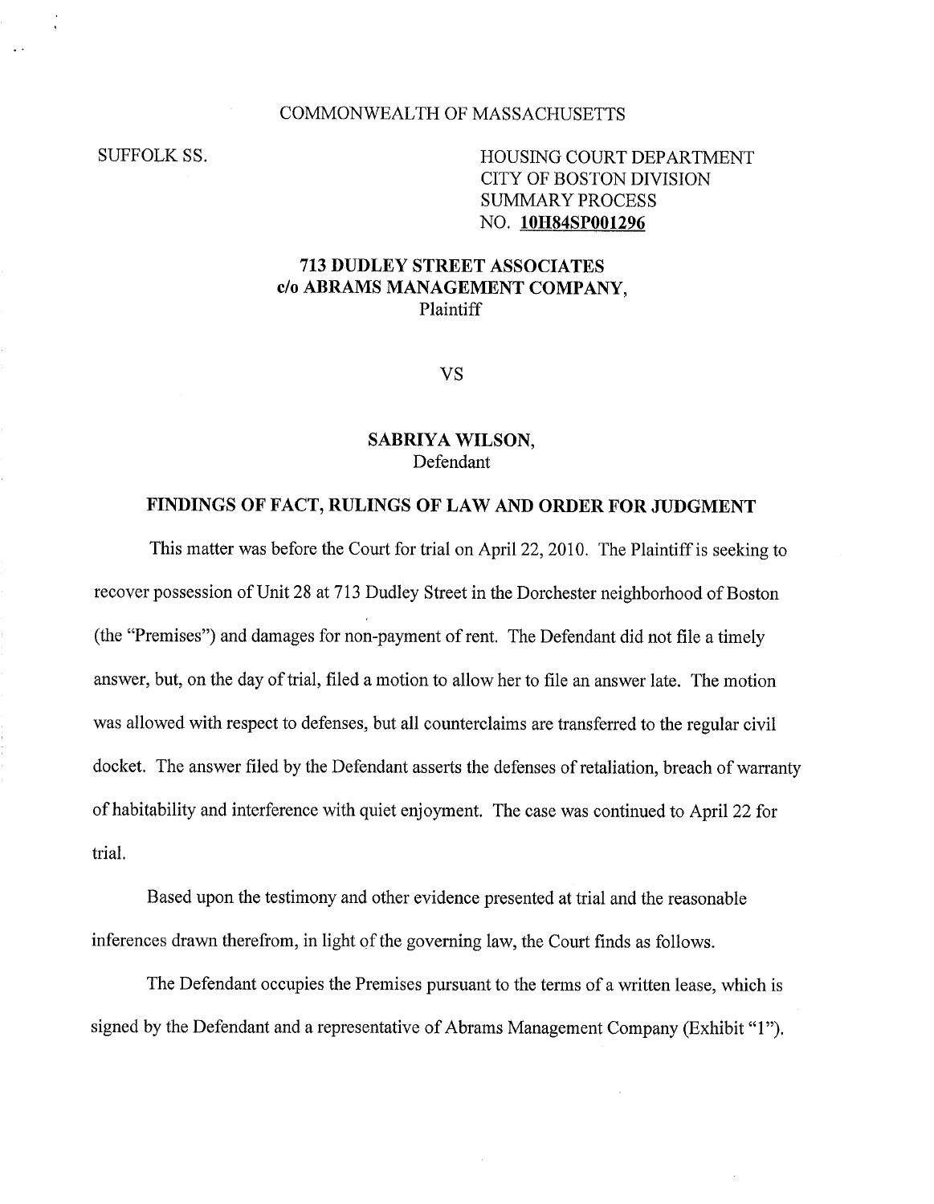COMMONWEALTH OF MASSACHUSETTS

SUFFOLK SS.

HOUSING COURT DEPARTMENT
CITY OF BOSTON DIVISION
SUMMARY PROCESS
NO. **10H84SP001296**

**713 DUDLEY STREET ASSOCIATES**
**c/o ABRAMS MANAGEMENT COMPANY,**
Plaintiff

VS

**SABRIYA WILSON,**
Defendant

**FINDINGS OF FACT, RULINGS OF LAW AND ORDER FOR JUDGMENT**

This matter was before the Court for trial on April 22, 2010. The Plaintiff is seeking to recover possession of Unit 28 at 713 Dudley Street in the Dorchester neighborhood of Boston (the "Premises") and damages for non-payment of rent. The Defendant did not file a timely answer, but, on the day of trial, filed a motion to allow her to file an answer late. The motion was allowed with respect to defenses, but all counterclaims are transferred to the regular civil docket. The answer filed by the Defendant asserts the defenses of retaliation, breach of warranty of habitability and interference with quiet enjoyment. The case was continued to April 22 for trial.

Based upon the testimony and other evidence presented at trial and the reasonable inferences drawn therefrom, in light of the governing law, the Court finds as follows.

The Defendant occupies the Premises pursuant to the terms of a written lease, which is signed by the Defendant and a representative of Abrams Management Company (Exhibit "1").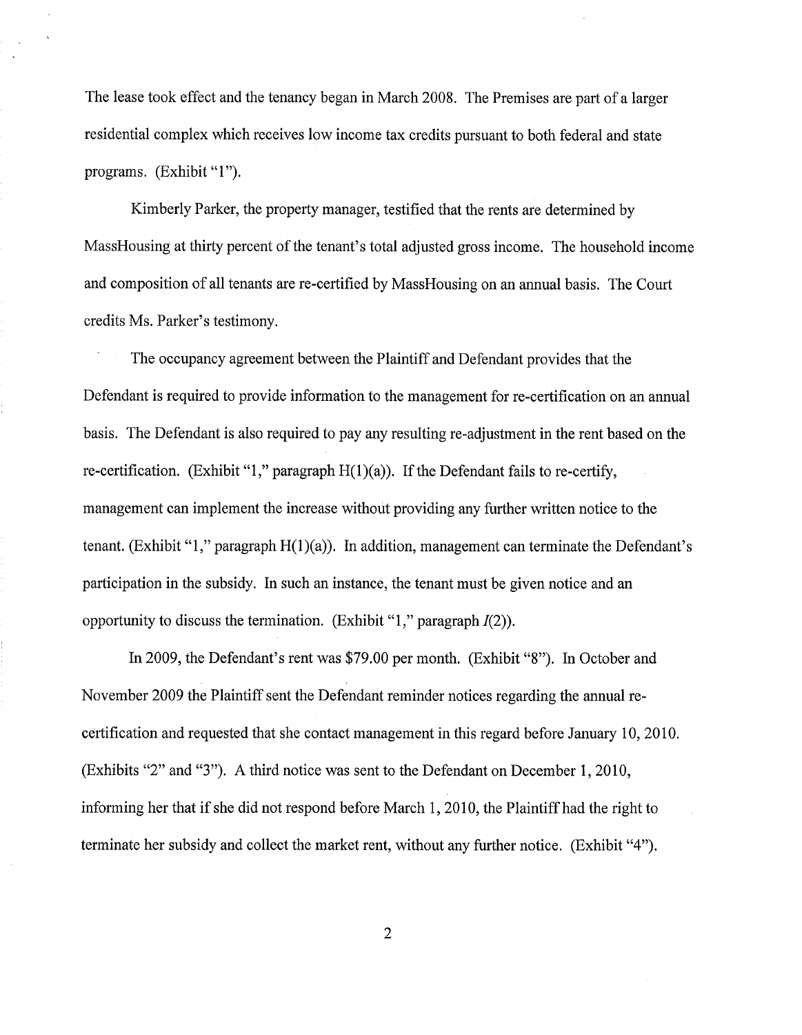The lease took effect and the tenancy began in March 2008. The Premises are part of a larger residential complex which receives low income tax credits pursuant to both federal and state programs. (Exhibit "1").

Kimberly Parker, the property manager, testified that the rents are determined by MassHousing at thirty percent of the tenant's total adjusted gross income. The household income and composition of all tenants are re-certified by MassHousing on an annual basis. The Court credits Ms. Parker's testimony.

The occupancy agreement between the Plaintiff and Defendant provides that the Defendant is required to provide information to the management for re-certification on an annual basis. The Defendant is also required to pay any resulting re-adjustment in the rent based on the re-certification. (Exhibit "1," paragraph H(1)(a)). If the Defendant fails to re-certify, management can implement the increase without providing any further written notice to the tenant. (Exhibit "1," paragraph H(1)(a)). In addition, management can terminate the Defendant's participation in the subsidy. In such an instance, the tenant must be given notice and an opportunity to discuss the termination. (Exhibit "1," paragraph *I*(2)).

In 2009, the Defendant's rent was $79.00 per month. (Exhibit "8"). In October and November 2009 the Plaintiff sent the Defendant reminder notices regarding the annual re-certification and requested that she contact management in this regard before January 10, 2010. (Exhibits "2" and "3"). A third notice was sent to the Defendant on December 1, 2010, informing her that if she did not respond before March 1, 2010, the Plaintiff had the right to terminate her subsidy and collect the market rent, without any further notice. (Exhibit "4").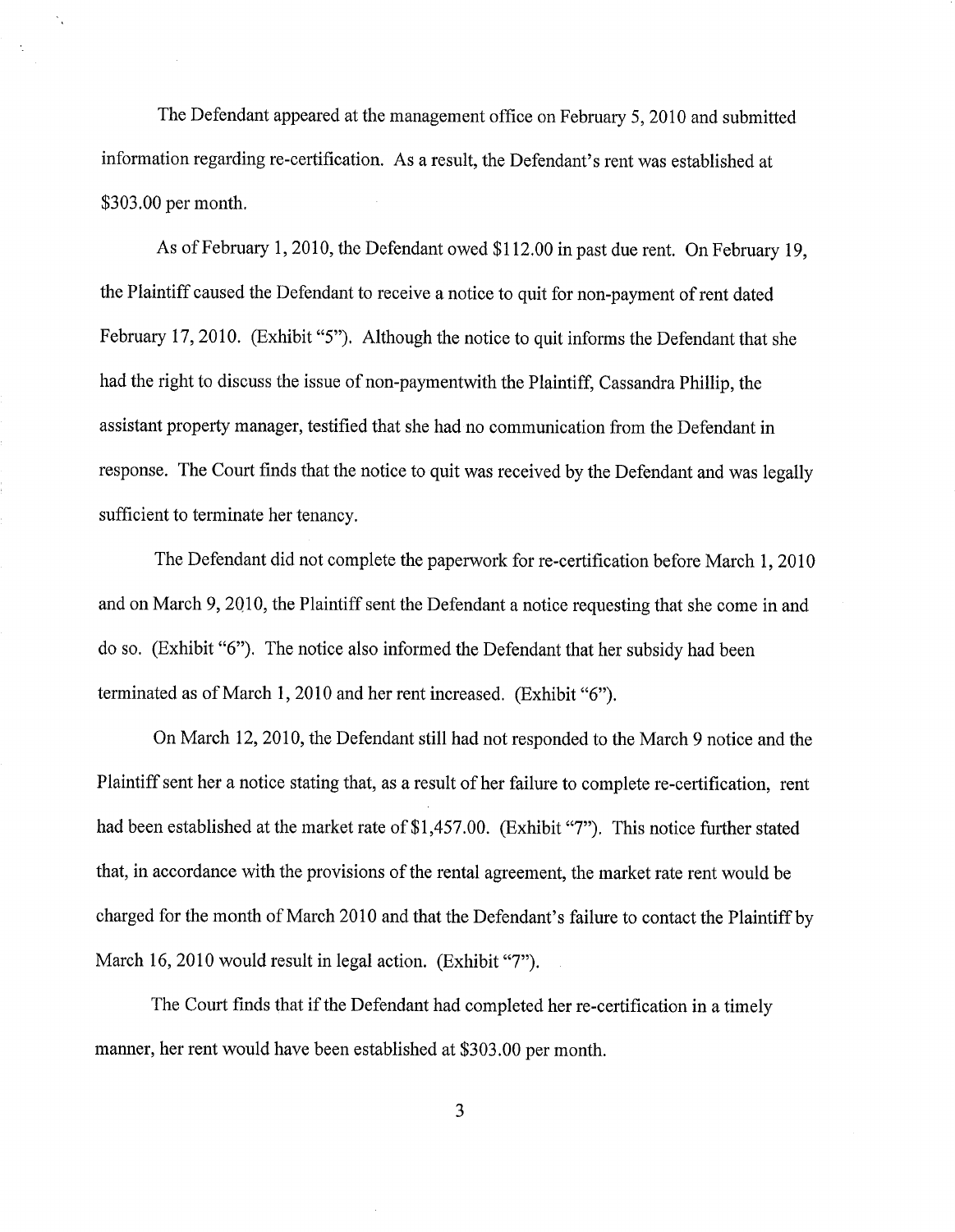The Defendant appeared at the management office on February 5, 2010 and submitted information regarding re-certification. As a result, the Defendant's rent was established at $303.00 per month.

As of February 1, 2010, the Defendant owed $112.00 in past due rent. On February 19, the Plaintiff caused the Defendant to receive a notice to quit for non-payment of rent dated February 17, 2010. (Exhibit "5"). Although the notice to quit informs the Defendant that she had the right to discuss the issue of non-paymentwith the Plaintiff, Cassandra Phillip, the assistant property manager, testified that she had no communication from the Defendant in response. The Court finds that the notice to quit was received by the Defendant and was legally sufficient to terminate her tenancy.

The Defendant did not complete the paperwork for re-certification before March 1, 2010 and on March 9, 2010, the Plaintiff sent the Defendant a notice requesting that she come in and do so. (Exhibit "6"). The notice also informed the Defendant that her subsidy had been terminated as of March 1, 2010 and her rent increased. (Exhibit "6").

On March 12, 2010, the Defendant still had not responded to the March 9 notice and the Plaintiff sent her a notice stating that, as a result of her failure to complete re-certification, rent had been established at the market rate of $1,457.00. (Exhibit "7"). This notice further stated that, in accordance with the provisions of the rental agreement, the market rate rent would be charged for the month of March 2010 and that the Defendant's failure to contact the Plaintiff by March 16, 2010 would result in legal action. (Exhibit "7").

The Court finds that if the Defendant had completed her re-certification in a timely manner, her rent would have been established at $303.00 per month.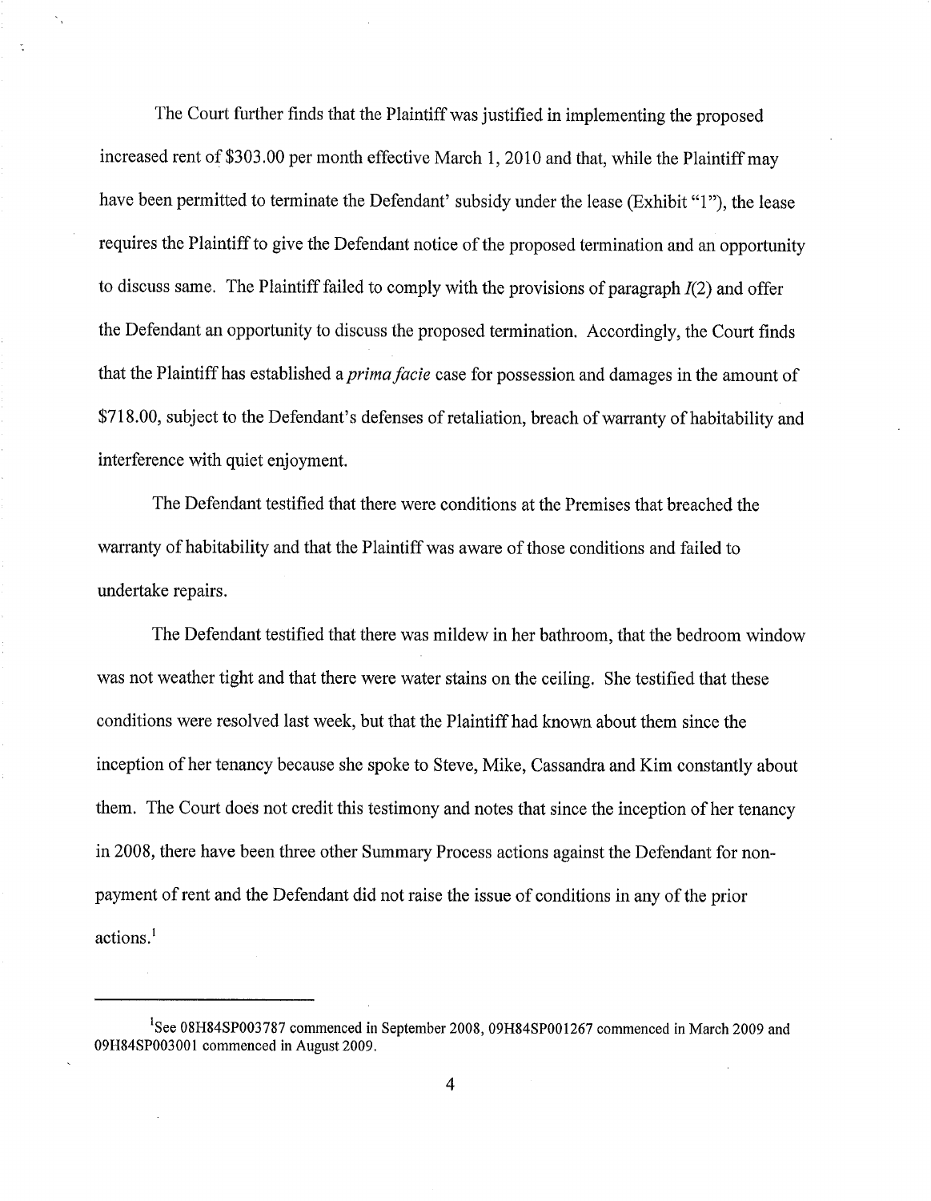The Court further finds that the Plaintiff was justified in implementing the proposed increased rent of $303.00 per month effective March 1, 2010 and that, while the Plaintiff may have been permitted to terminate the Defendant' subsidy under the lease (Exhibit "1"), the lease requires the Plaintiff to give the Defendant notice of the proposed termination and an opportunity to discuss same. The Plaintiff failed to comply with the provisions of paragraph *I*(2) and offer the Defendant an opportunity to discuss the proposed termination. Accordingly, the Court finds that the Plaintiff has established a *prima facie* case for possession and damages in the amount of $718.00, subject to the Defendant's defenses of retaliation, breach of warranty of habitability and interference with quiet enjoyment.

The Defendant testified that there were conditions at the Premises that breached the warranty of habitability and that the Plaintiff was aware of those conditions and failed to undertake repairs.

The Defendant testified that there was mildew in her bathroom, that the bedroom window was not weather tight and that there were water stains on the ceiling. She testified that these conditions were resolved last week, but that the Plaintiff had known about them since the inception of her tenancy because she spoke to Steve, Mike, Cassandra and Kim constantly about them. The Court does not credit this testimony and notes that since the inception of her tenancy in 2008, there have been three other Summary Process actions against the Defendant for non-payment of rent and the Defendant did not raise the issue of conditions in any of the prior actions.[1]

---

[1] See 08H84SP003787 commenced in September 2008, 09H84SP001267 commenced in March 2009 and 09H84SP003001 commenced in August 2009.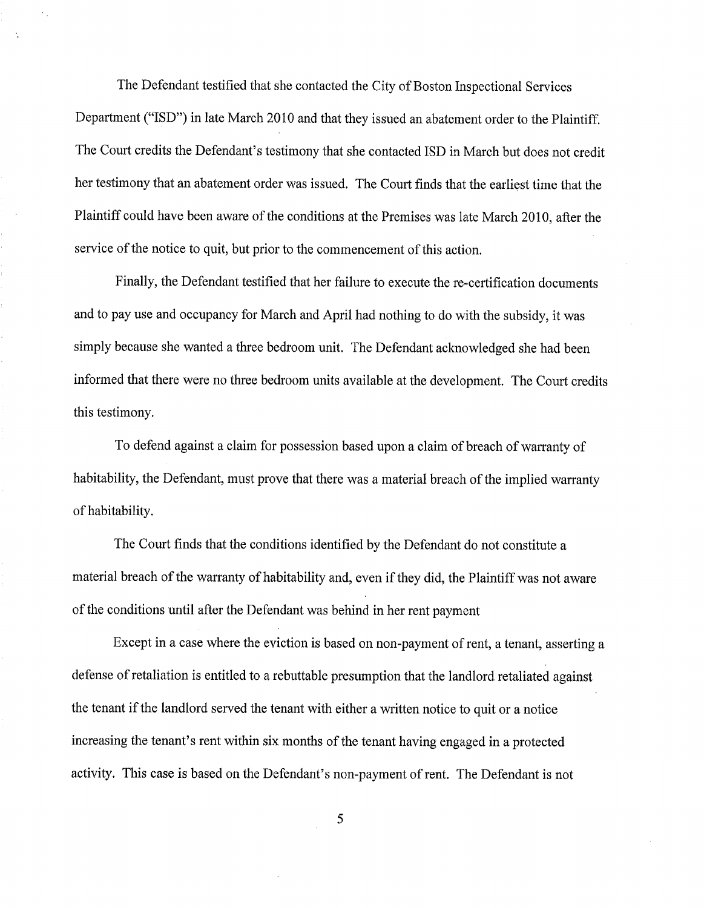The Defendant testified that she contacted the City of Boston Inspectional Services Department ("ISD") in late March 2010 and that they issued an abatement order to the Plaintiff. The Court credits the Defendant's testimony that she contacted ISD in March but does not credit her testimony that an abatement order was issued. The Court finds that the earliest time that the Plaintiff could have been aware of the conditions at the Premises was late March 2010, after the service of the notice to quit, but prior to the commencement of this action.

Finally, the Defendant testified that her failure to execute the re-certification documents and to pay use and occupancy for March and April had nothing to do with the subsidy, it was simply because she wanted a three bedroom unit. The Defendant acknowledged she had been informed that there were no three bedroom units available at the development. The Court credits this testimony.

To defend against a claim for possession based upon a claim of breach of warranty of habitability, the Defendant, must prove that there was a material breach of the implied warranty of habitability.

The Court finds that the conditions identified by the Defendant do not constitute a material breach of the warranty of habitability and, even if they did, the Plaintiff was not aware of the conditions until after the Defendant was behind in her rent payment

Except in a case where the eviction is based on non-payment of rent, a tenant, asserting a defense of retaliation is entitled to a rebuttable presumption that the landlord retaliated against the tenant if the landlord served the tenant with either a written notice to quit or a notice increasing the tenant's rent within six months of the tenant having engaged in a protected activity. This case is based on the Defendant's non-payment of rent. The Defendant is not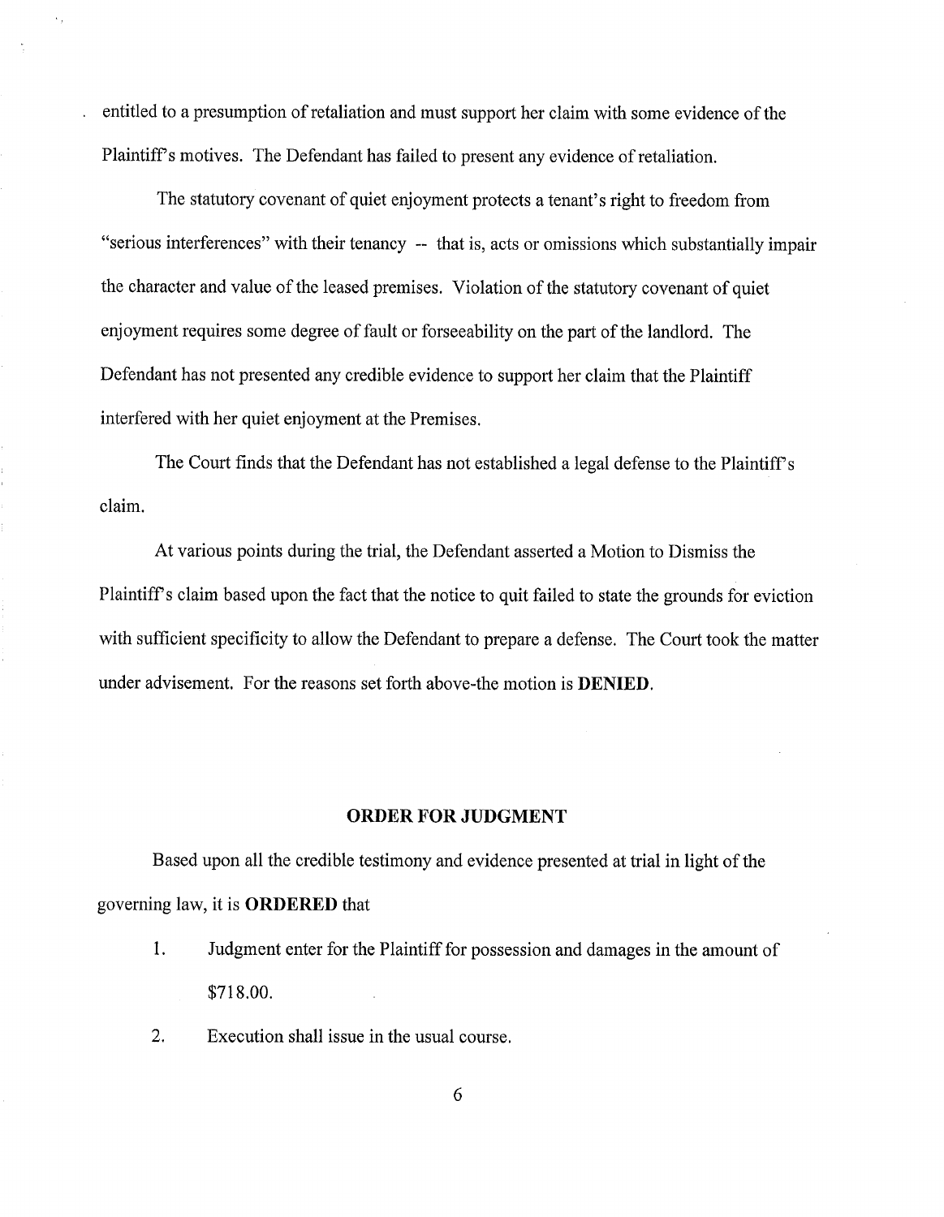entitled to a presumption of retaliation and must support her claim with some evidence of the Plaintiff's motives. The Defendant has failed to present any evidence of retaliation.

The statutory covenant of quiet enjoyment protects a tenant's right to freedom from "serious interferences" with their tenancy -- that is, acts or omissions which substantially impair the character and value of the leased premises. Violation of the statutory covenant of quiet enjoyment requires some degree of fault or forseeability on the part of the landlord. The Defendant has not presented any credible evidence to support her claim that the Plaintiff interfered with her quiet enjoyment at the Premises.

The Court finds that the Defendant has not established a legal defense to the Plaintiff's claim.

At various points during the trial, the Defendant asserted a Motion to Dismiss the Plaintiff's claim based upon the fact that the notice to quit failed to state the grounds for eviction with sufficient specificity to allow the Defendant to prepare a defense. The Court took the matter under advisement. For the reasons set forth above-the motion is **DENIED**.

## ORDER FOR JUDGMENT

Based upon all the credible testimony and evidence presented at trial in light of the governing law, it is **ORDERED** that

1. Judgment enter for the Plaintiff for possession and damages in the amount of $718.00.

2. Execution shall issue in the usual course.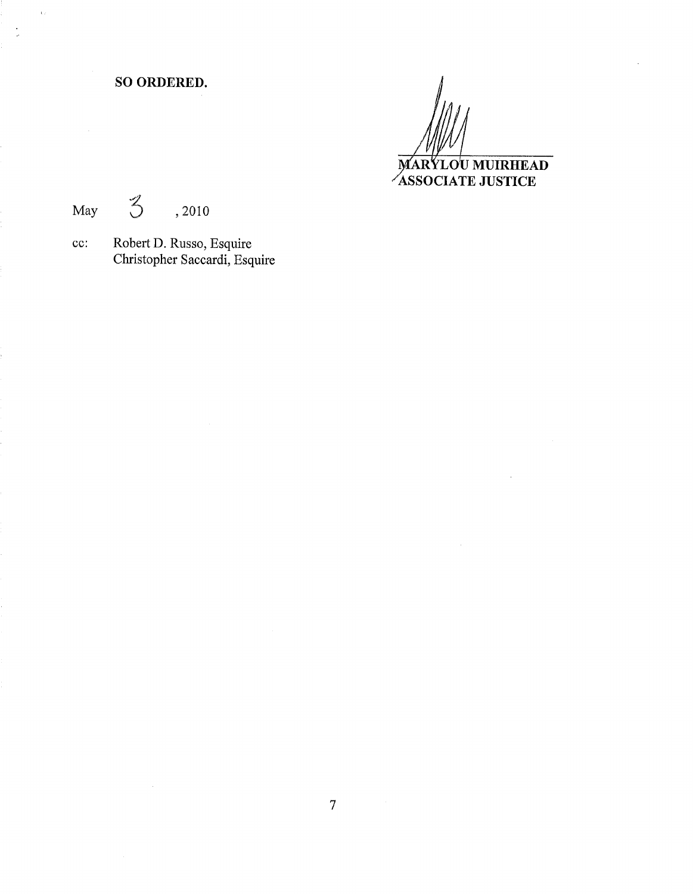**SO ORDERED.**

MARYLOU MUIRHEAD
ASSOCIATE JUSTICE

May 3, 2010

cc: Robert D. Russo, Esquire
Christopher Saccardi, Esquire